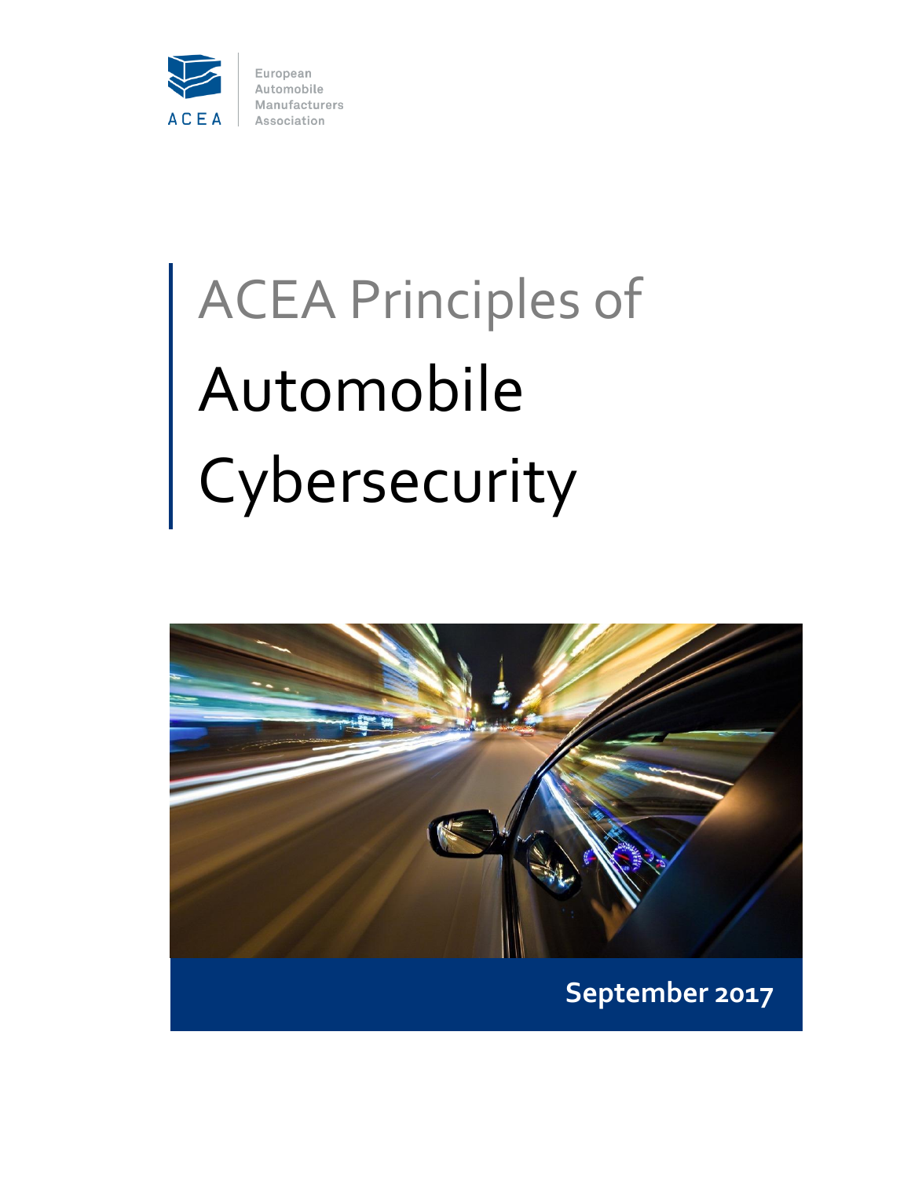ACEA

European Automobile Manufacturers Association

# ACEA Principles of Automobile Cybersecurity

**September 2017**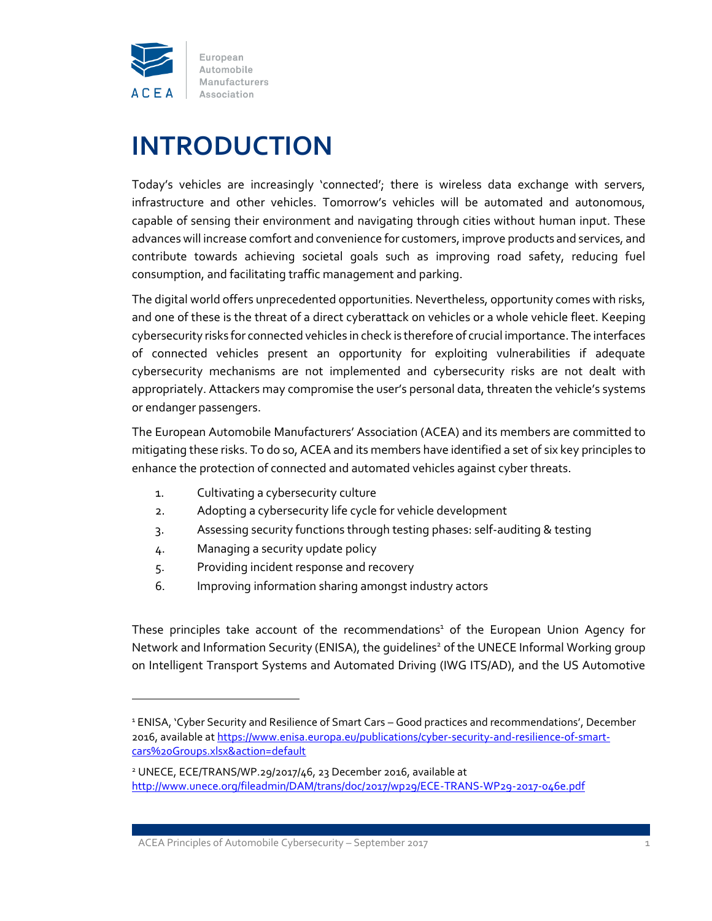European Automobile Manufacturers Association

# INTRODUCTION

Today's vehicles are increasingly 'connected'; there is wireless data exchange with servers, infrastructure and other vehicles. Tomorrow's vehicles will be automated and autonomous, capable of sensing their environment and navigating through cities without human input. These advances will increase comfort and convenience for customers, improve products and services, and contribute towards achieving societal goals such as improving road safety, reducing fuel consumption, and facilitating traffic management and parking.

The digital world offers unprecedented opportunities. Nevertheless, opportunity comes with risks, and one of these is the threat of a direct cyberattack on vehicles or a whole vehicle fleet. Keeping cybersecurity risks for connected vehicles in check is therefore of crucial importance. The interfaces of connected vehicles present an opportunity for exploiting vulnerabilities if adequate cybersecurity mechanisms are not implemented and cybersecurity risks are not dealt with appropriately. Attackers may compromise the user's personal data, threaten the vehicle's systems or endanger passengers.

The European Automobile Manufacturers' Association (ACEA) and its members are committed to mitigating these risks. To do so, ACEA and its members have identified a set of six key principles to enhance the protection of connected and automated vehicles against cyber threats.

1. Cultivating a cybersecurity culture
2. Adopting a cybersecurity life cycle for vehicle development
3. Assessing security functions through testing phases: self-auditing & testing
4. Managing a security update policy
5. Providing incident response and recovery
6. Improving information sharing amongst industry actors

These principles take account of the recommendations[1] of the European Union Agency for Network and Information Security (ENISA), the guidelines[2] of the UNECE Informal Working group on Intelligent Transport Systems and Automated Driving (IWG ITS/AD), and the US Automotive

---

[1] ENISA, 'Cyber Security and Resilience of Smart Cars – Good practices and recommendations', December 2016, available at https://www.enisa.europa.eu/publications/cyber-security-and-resilience-of-smart-cars%20Groups.xlsx&action=default

[2] UNECE, ECE/TRANS/WP.29/2017/46, 23 December 2016, available at http://www.unece.org/fileadmin/DAM/trans/doc/2017/wp29/ECE-TRANS-WP29-2017-046e.pdf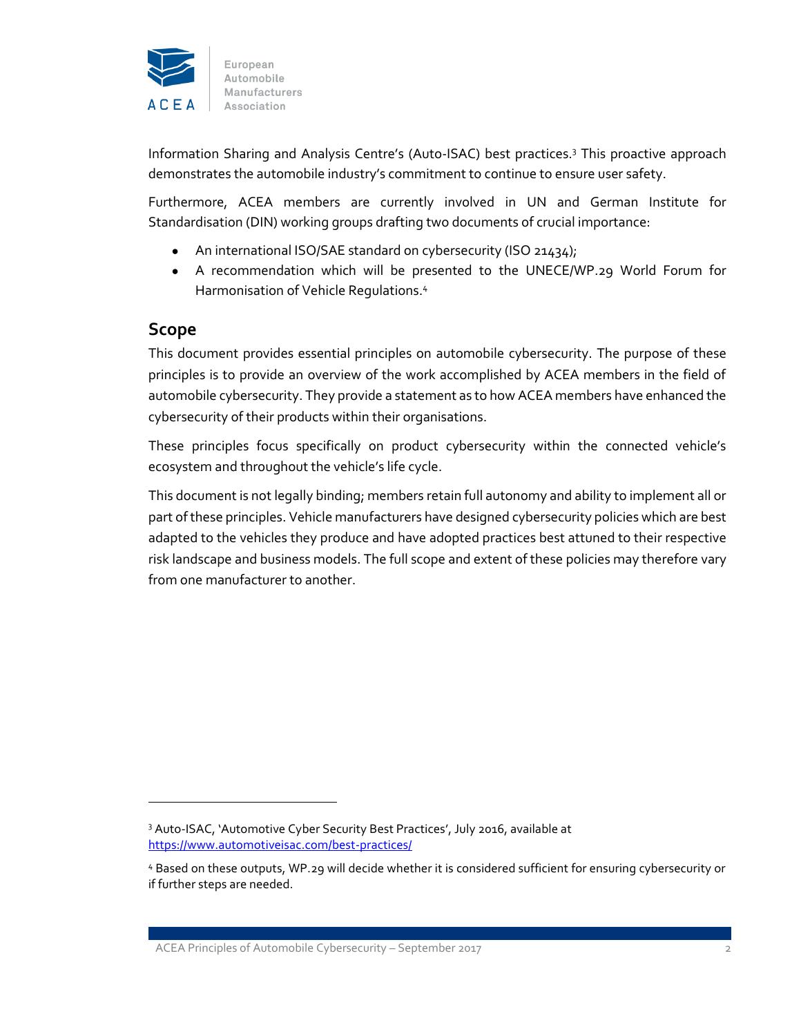Information Sharing and Analysis Centre's (Auto-ISAC) best practices.[3] This proactive approach demonstrates the automobile industry's commitment to continue to ensure user safety.

Furthermore, ACEA members are currently involved in UN and German Institute for Standardisation (DIN) working groups drafting two documents of crucial importance:

- An international ISO/SAE standard on cybersecurity (ISO 21434);
- A recommendation which will be presented to the UNECE/WP.29 World Forum for Harmonisation of Vehicle Regulations.[4]

## Scope

This document provides essential principles on automobile cybersecurity. The purpose of these principles is to provide an overview of the work accomplished by ACEA members in the field of automobile cybersecurity. They provide a statement as to how ACEA members have enhanced the cybersecurity of their products within their organisations.

These principles focus specifically on product cybersecurity within the connected vehicle's ecosystem and throughout the vehicle's life cycle.

This document is not legally binding; members retain full autonomy and ability to implement all or part of these principles. Vehicle manufacturers have designed cybersecurity policies which are best adapted to the vehicles they produce and have adopted practices best attuned to their respective risk landscape and business models. The full scope and extent of these policies may therefore vary from one manufacturer to another.

---

[3] Auto-ISAC, 'Automotive Cyber Security Best Practices', July 2016, available at https://www.automotiveisac.com/best-practices/

[4] Based on these outputs, WP.29 will decide whether it is considered sufficient for ensuring cybersecurity or if further steps are needed.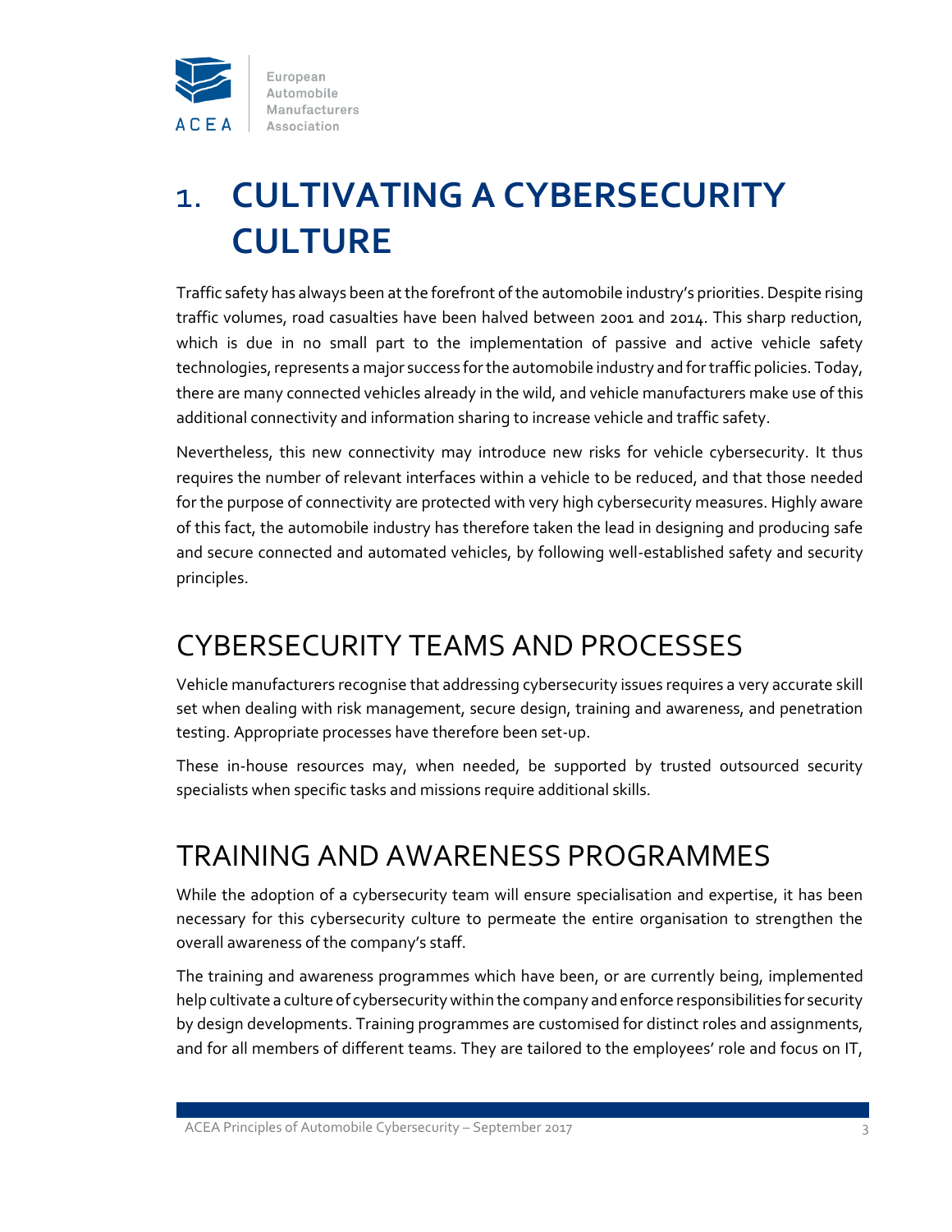# 1. CULTIVATING A CYBERSECURITY CULTURE

Traffic safety has always been at the forefront of the automobile industry's priorities. Despite rising traffic volumes, road casualties have been halved between 2001 and 2014. This sharp reduction, which is due in no small part to the implementation of passive and active vehicle safety technologies, represents a major success for the automobile industry and for traffic policies. Today, there are many connected vehicles already in the wild, and vehicle manufacturers make use of this additional connectivity and information sharing to increase vehicle and traffic safety.

Nevertheless, this new connectivity may introduce new risks for vehicle cybersecurity. It thus requires the number of relevant interfaces within a vehicle to be reduced, and that those needed for the purpose of connectivity are protected with very high cybersecurity measures. Highly aware of this fact, the automobile industry has therefore taken the lead in designing and producing safe and secure connected and automated vehicles, by following well-established safety and security principles.

## CYBERSECURITY TEAMS AND PROCESSES

Vehicle manufacturers recognise that addressing cybersecurity issues requires a very accurate skill set when dealing with risk management, secure design, training and awareness, and penetration testing. Appropriate processes have therefore been set-up.

These in-house resources may, when needed, be supported by trusted outsourced security specialists when specific tasks and missions require additional skills.

## TRAINING AND AWARENESS PROGRAMMES

While the adoption of a cybersecurity team will ensure specialisation and expertise, it has been necessary for this cybersecurity culture to permeate the entire organisation to strengthen the overall awareness of the company's staff.

The training and awareness programmes which have been, or are currently being, implemented help cultivate a culture of cybersecurity within the company and enforce responsibilities for security by design developments. Training programmes are customised for distinct roles and assignments, and for all members of different teams. They are tailored to the employees' role and focus on IT,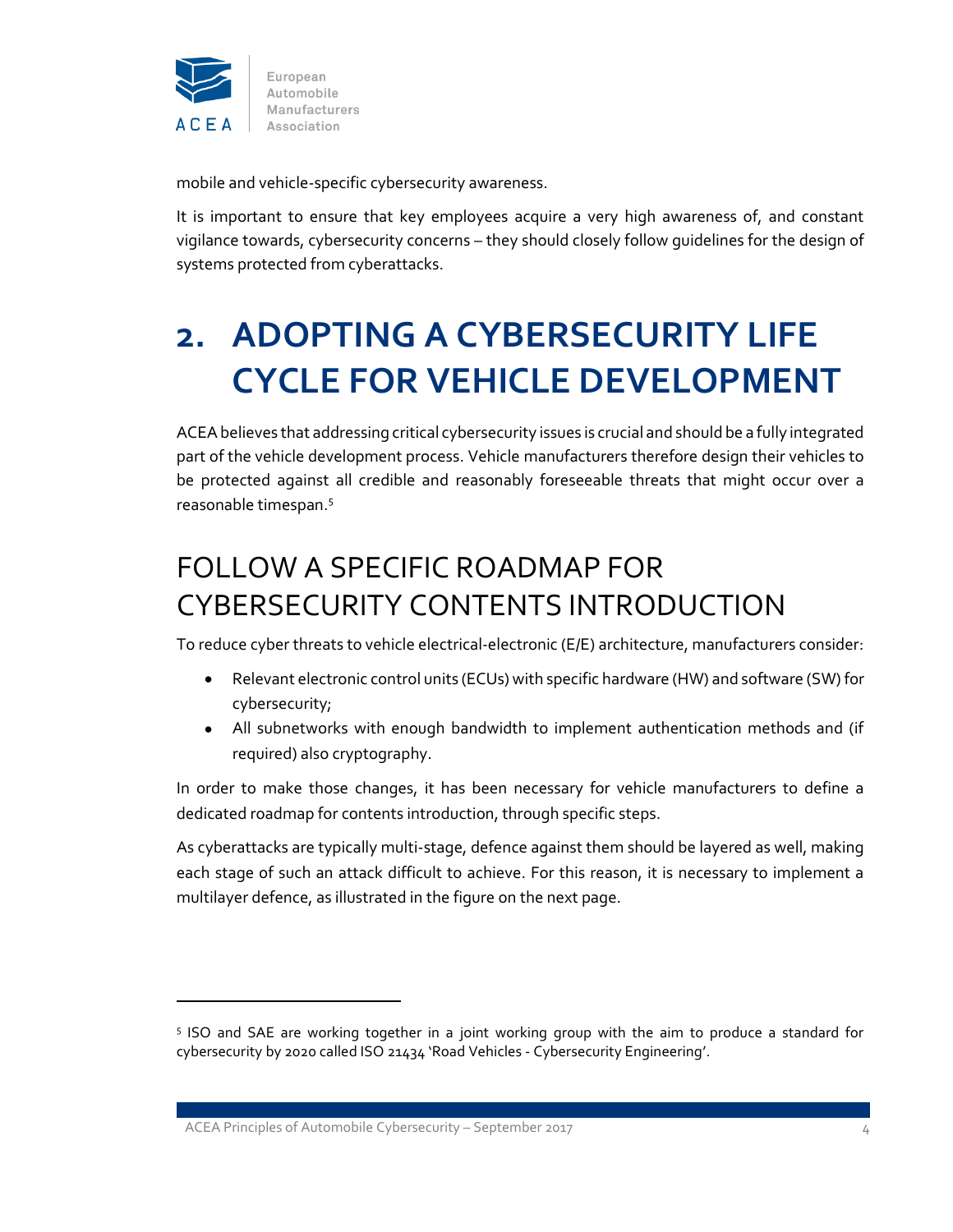mobile and vehicle-specific cybersecurity awareness.

It is important to ensure that key employees acquire a very high awareness of, and constant vigilance towards, cybersecurity concerns – they should closely follow guidelines for the design of systems protected from cyberattacks.

# 2. ADOPTING A CYBERSECURITY LIFE CYCLE FOR VEHICLE DEVELOPMENT

ACEA believes that addressing critical cybersecurity issues is crucial and should be a fully integrated part of the vehicle development process. Vehicle manufacturers therefore design their vehicles to be protected against all credible and reasonably foreseeable threats that might occur over a reasonable timespan.[5]

## FOLLOW A SPECIFIC ROADMAP FOR CYBERSECURITY CONTENTS INTRODUCTION

To reduce cyber threats to vehicle electrical-electronic (E/E) architecture, manufacturers consider:

- Relevant electronic control units (ECUs) with specific hardware (HW) and software (SW) for cybersecurity;
- All subnetworks with enough bandwidth to implement authentication methods and (if required) also cryptography.

In order to make those changes, it has been necessary for vehicle manufacturers to define a dedicated roadmap for contents introduction, through specific steps.

As cyberattacks are typically multi-stage, defence against them should be layered as well, making each stage of such an attack difficult to achieve. For this reason, it is necessary to implement a multilayer defence, as illustrated in the figure on the next page.

---

[5] ISO and SAE are working together in a joint working group with the aim to produce a standard for cybersecurity by 2020 called ISO 21434 'Road Vehicles - Cybersecurity Engineering'.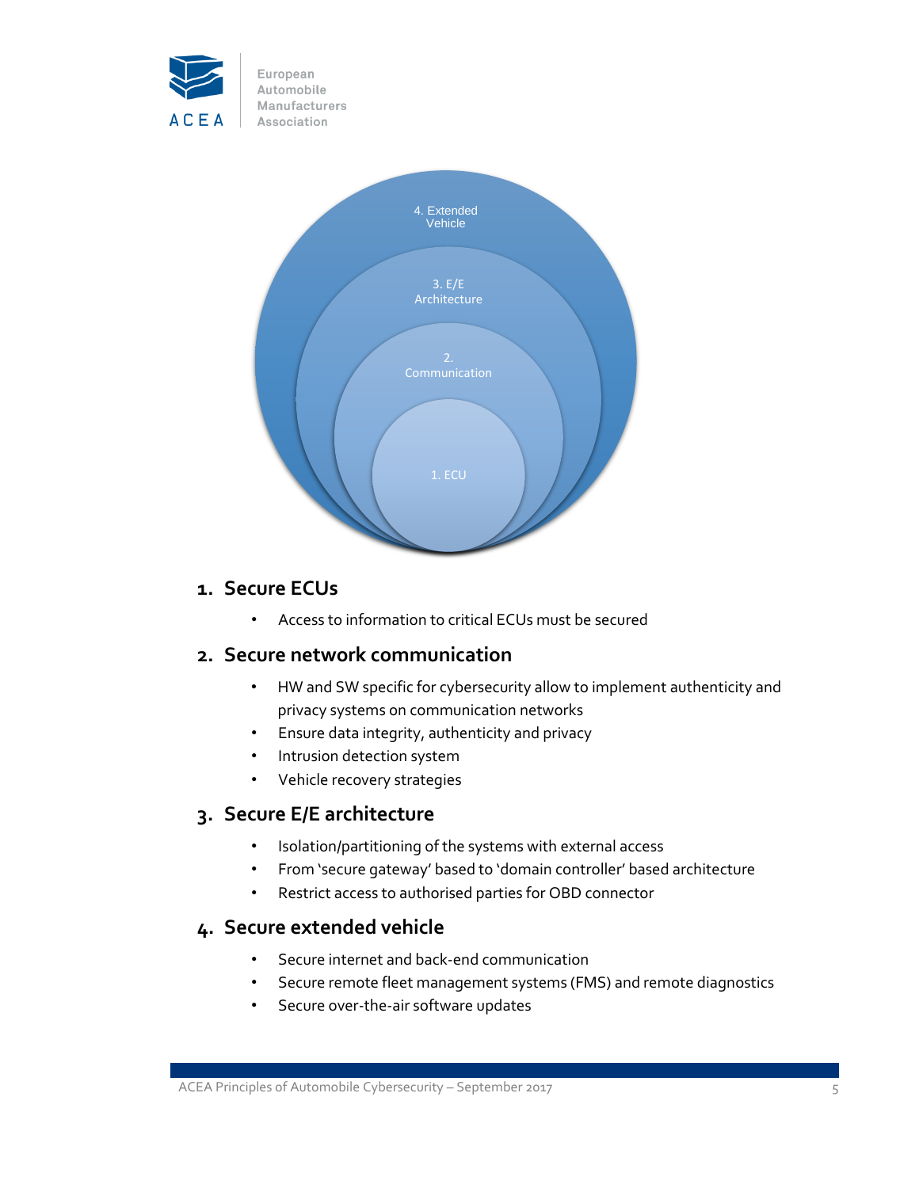4. Extended Vehicle

3. E/E Architecture

2. Communication

1. ECU

## 1. Secure ECUs

- Access to information to critical ECUs must be secured

## 2. Secure network communication

- HW and SW specific for cybersecurity allow to implement authenticity and privacy systems on communication networks
- Ensure data integrity, authenticity and privacy
- Intrusion detection system
- Vehicle recovery strategies

## 3. Secure E/E architecture

- Isolation/partitioning of the systems with external access
- From 'secure gateway' based to 'domain controller' based architecture
- Restrict access to authorised parties for OBD connector

## 4. Secure extended vehicle

- Secure internet and back-end communication
- Secure remote fleet management systems (FMS) and remote diagnostics
- Secure over-the-air software updates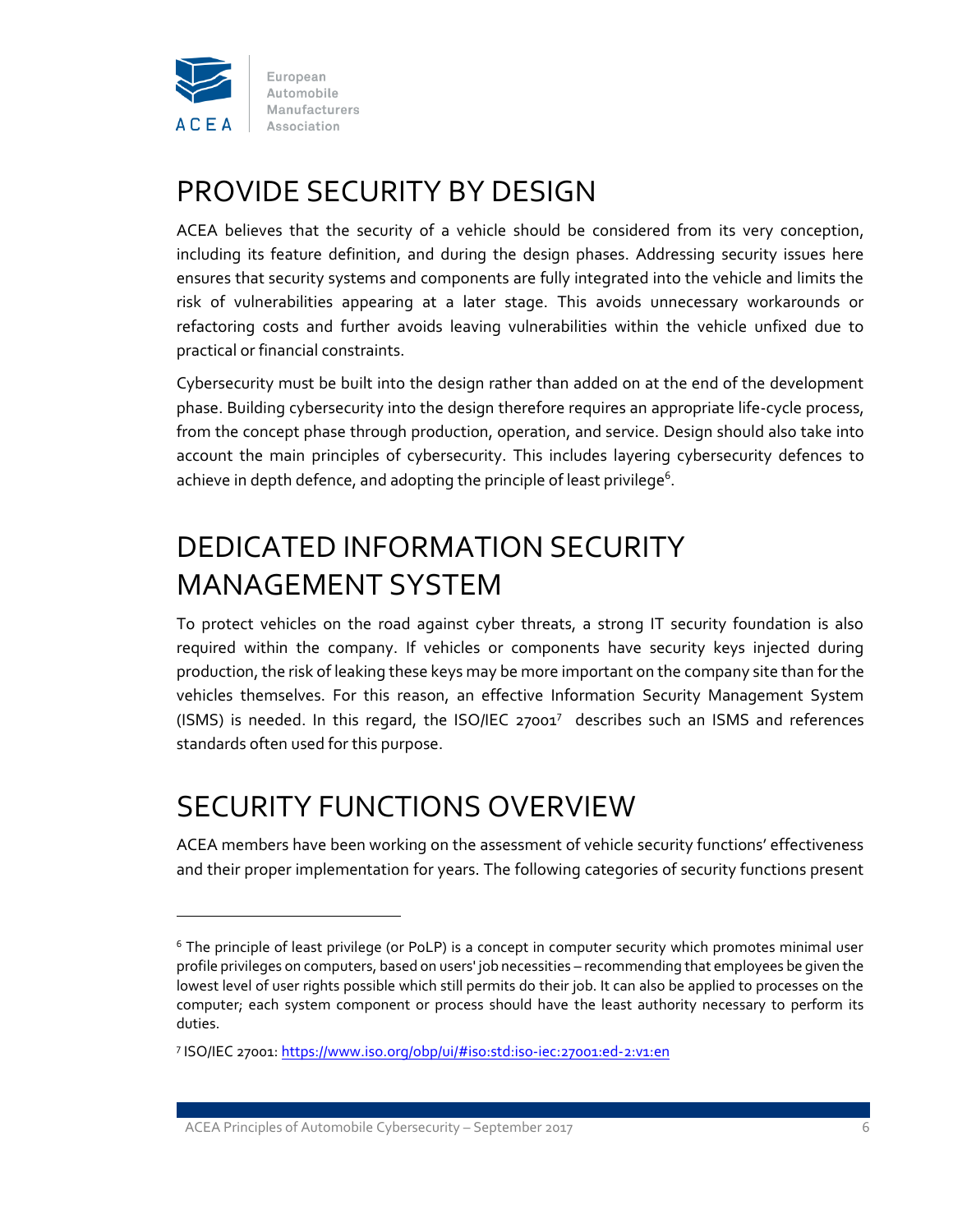## PROVIDE SECURITY BY DESIGN

ACEA believes that the security of a vehicle should be considered from its very conception, including its feature definition, and during the design phases. Addressing security issues here ensures that security systems and components are fully integrated into the vehicle and limits the risk of vulnerabilities appearing at a later stage. This avoids unnecessary workarounds or refactoring costs and further avoids leaving vulnerabilities within the vehicle unfixed due to practical or financial constraints.

Cybersecurity must be built into the design rather than added on at the end of the development phase. Building cybersecurity into the design therefore requires an appropriate life-cycle process, from the concept phase through production, operation, and service. Design should also take into account the main principles of cybersecurity. This includes layering cybersecurity defences to achieve in depth defence, and adopting the principle of least privilege[6].

## DEDICATED INFORMATION SECURITY MANAGEMENT SYSTEM

To protect vehicles on the road against cyber threats, a strong IT security foundation is also required within the company. If vehicles or components have security keys injected during production, the risk of leaking these keys may be more important on the company site than for the vehicles themselves. For this reason, an effective Information Security Management System (ISMS) is needed. In this regard, the ISO/IEC 27001[7] describes such an ISMS and references standards often used for this purpose.

## SECURITY FUNCTIONS OVERVIEW

ACEA members have been working on the assessment of vehicle security functions' effectiveness and their proper implementation for years. The following categories of security functions present

---

[6] The principle of least privilege (or PoLP) is a concept in computer security which promotes minimal user profile privileges on computers, based on users' job necessities – recommending that employees be given the lowest level of user rights possible which still permits do their job. It can also be applied to processes on the computer; each system component or process should have the least authority necessary to perform its duties.

[7] ISO/IEC 27001: https://www.iso.org/obp/ui/#iso:std:iso-iec:27001:ed-2:v1:en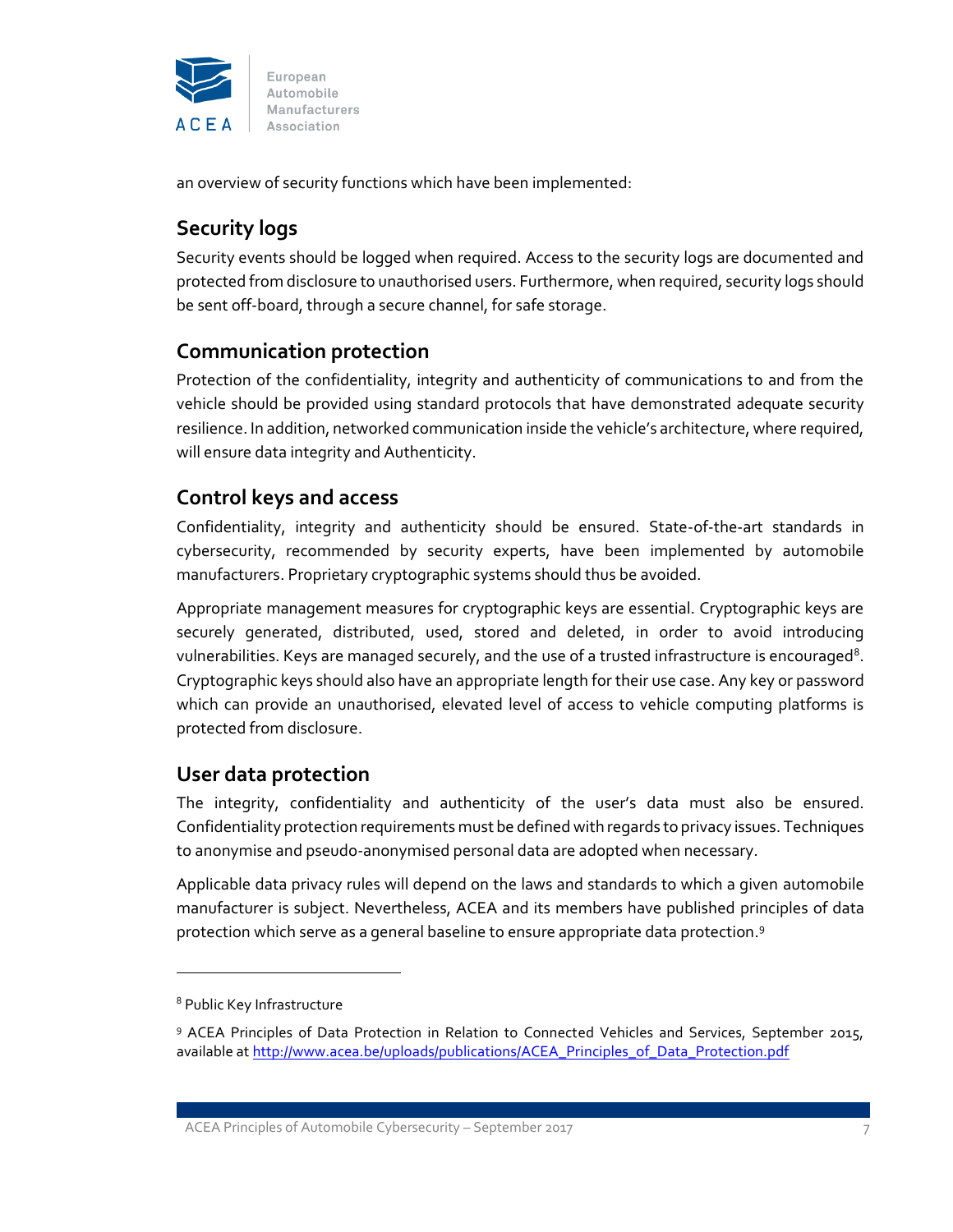an overview of security functions which have been implemented:

## Security logs

Security events should be logged when required. Access to the security logs are documented and protected from disclosure to unauthorised users. Furthermore, when required, security logs should be sent off-board, through a secure channel, for safe storage.

## Communication protection

Protection of the confidentiality, integrity and authenticity of communications to and from the vehicle should be provided using standard protocols that have demonstrated adequate security resilience. In addition, networked communication inside the vehicle's architecture, where required, will ensure data integrity and Authenticity.

## Control keys and access

Confidentiality, integrity and authenticity should be ensured. State-of-the-art standards in cybersecurity, recommended by security experts, have been implemented by automobile manufacturers. Proprietary cryptographic systems should thus be avoided.

Appropriate management measures for cryptographic keys are essential. Cryptographic keys are securely generated, distributed, used, stored and deleted, in order to avoid introducing vulnerabilities. Keys are managed securely, and the use of a trusted infrastructure is encouraged[8]. Cryptographic keys should also have an appropriate length for their use case. Any key or password which can provide an unauthorised, elevated level of access to vehicle computing platforms is protected from disclosure.

## User data protection

The integrity, confidentiality and authenticity of the user's data must also be ensured. Confidentiality protection requirements must be defined with regards to privacy issues. Techniques to anonymise and pseudo-anonymised personal data are adopted when necessary.

Applicable data privacy rules will depend on the laws and standards to which a given automobile manufacturer is subject. Nevertheless, ACEA and its members have published principles of data protection which serve as a general baseline to ensure appropriate data protection.[9]

---

[8] Public Key Infrastructure

[9] ACEA Principles of Data Protection in Relation to Connected Vehicles and Services, September 2015, available at http://www.acea.be/uploads/publications/ACEA_Principles_of_Data_Protection.pdf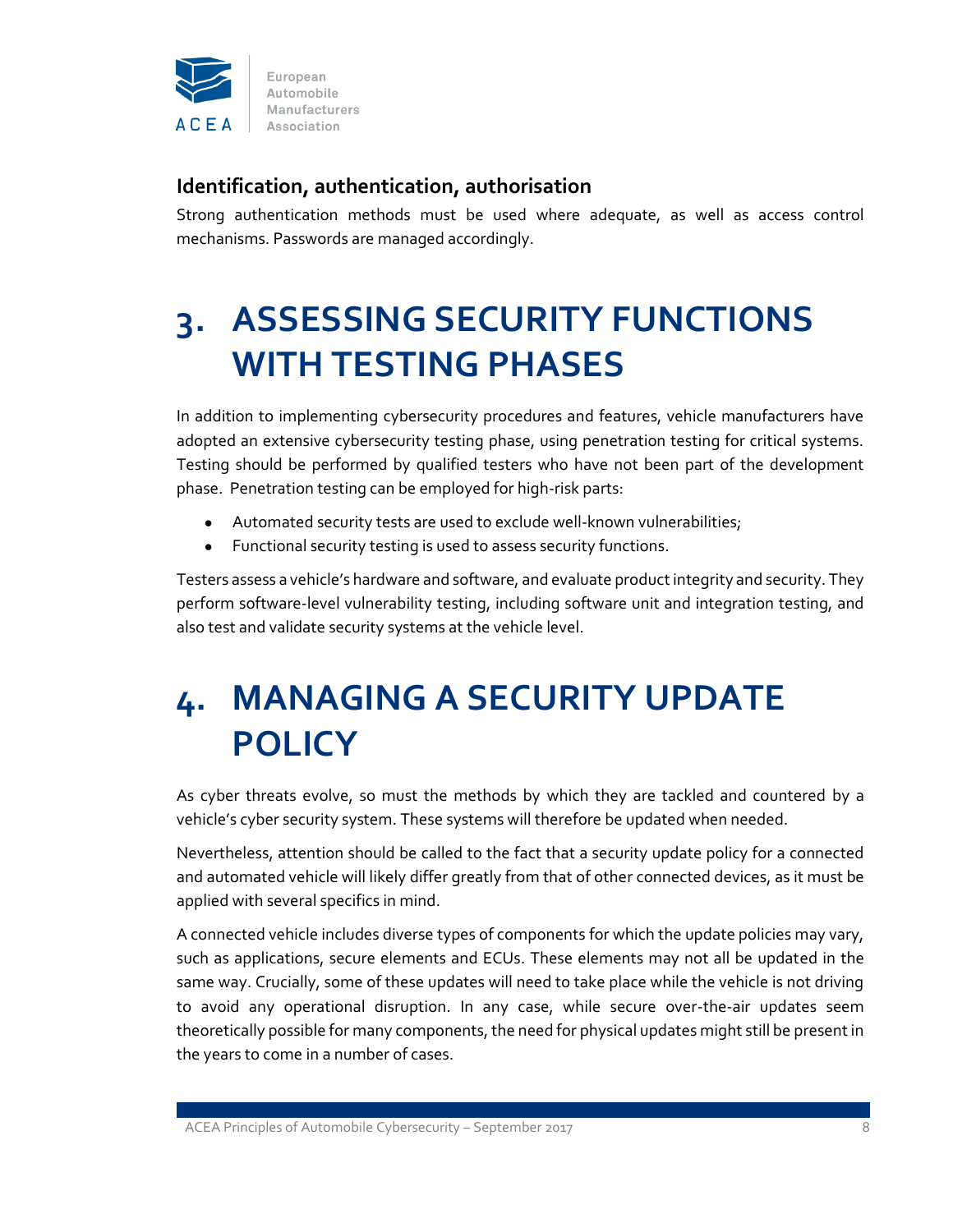### Identification, authentication, authorisation

Strong authentication methods must be used where adequate, as well as access control mechanisms. Passwords are managed accordingly.

# 3. ASSESSING SECURITY FUNCTIONS WITH TESTING PHASES

In addition to implementing cybersecurity procedures and features, vehicle manufacturers have adopted an extensive cybersecurity testing phase, using penetration testing for critical systems. Testing should be performed by qualified testers who have not been part of the development phase. Penetration testing can be employed for high-risk parts:

- Automated security tests are used to exclude well-known vulnerabilities;
- Functional security testing is used to assess security functions.

Testers assess a vehicle's hardware and software, and evaluate product integrity and security. They perform software-level vulnerability testing, including software unit and integration testing, and also test and validate security systems at the vehicle level.

# 4. MANAGING A SECURITY UPDATE POLICY

As cyber threats evolve, so must the methods by which they are tackled and countered by a vehicle's cyber security system. These systems will therefore be updated when needed.

Nevertheless, attention should be called to the fact that a security update policy for a connected and automated vehicle will likely differ greatly from that of other connected devices, as it must be applied with several specifics in mind.

A connected vehicle includes diverse types of components for which the update policies may vary, such as applications, secure elements and ECUs. These elements may not all be updated in the same way. Crucially, some of these updates will need to take place while the vehicle is not driving to avoid any operational disruption. In any case, while secure over-the-air updates seem theoretically possible for many components, the need for physical updates might still be present in the years to come in a number of cases.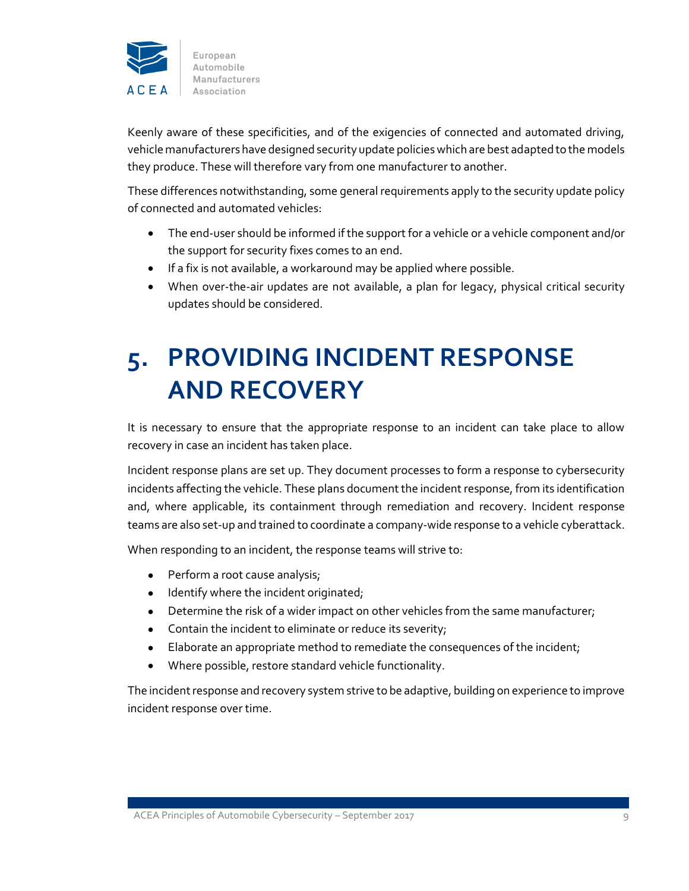Keenly aware of these specificities, and of the exigencies of connected and automated driving, vehicle manufacturers have designed security update policies which are best adapted to the models they produce. These will therefore vary from one manufacturer to another.

These differences notwithstanding, some general requirements apply to the security update policy of connected and automated vehicles:

- The end-user should be informed if the support for a vehicle or a vehicle component and/or the support for security fixes comes to an end.
- If a fix is not available, a workaround may be applied where possible.
- When over-the-air updates are not available, a plan for legacy, physical critical security updates should be considered.

# 5. PROVIDING INCIDENT RESPONSE AND RECOVERY

It is necessary to ensure that the appropriate response to an incident can take place to allow recovery in case an incident has taken place.

Incident response plans are set up. They document processes to form a response to cybersecurity incidents affecting the vehicle. These plans document the incident response, from its identification and, where applicable, its containment through remediation and recovery. Incident response teams are also set-up and trained to coordinate a company-wide response to a vehicle cyberattack.

When responding to an incident, the response teams will strive to:

- Perform a root cause analysis;
- Identify where the incident originated;
- Determine the risk of a wider impact on other vehicles from the same manufacturer;
- Contain the incident to eliminate or reduce its severity;
- Elaborate an appropriate method to remediate the consequences of the incident;
- Where possible, restore standard vehicle functionality.

The incident response and recovery system strive to be adaptive, building on experience to improve incident response over time.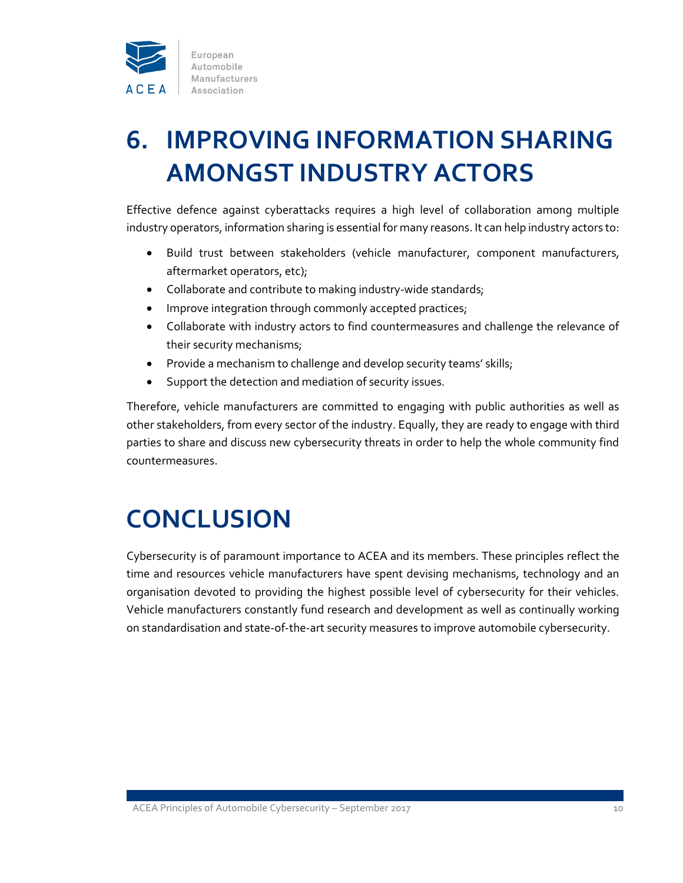# 6. IMPROVING INFORMATION SHARING AMONGST INDUSTRY ACTORS

Effective defence against cyberattacks requires a high level of collaboration among multiple industry operators, information sharing is essential for many reasons. It can help industry actors to:

- Build trust between stakeholders (vehicle manufacturer, component manufacturers, aftermarket operators, etc);
- Collaborate and contribute to making industry-wide standards;
- Improve integration through commonly accepted practices;
- Collaborate with industry actors to find countermeasures and challenge the relevance of their security mechanisms;
- Provide a mechanism to challenge and develop security teams' skills;
- Support the detection and mediation of security issues.

Therefore, vehicle manufacturers are committed to engaging with public authorities as well as other stakeholders, from every sector of the industry. Equally, they are ready to engage with third parties to share and discuss new cybersecurity threats in order to help the whole community find countermeasures.

# CONCLUSION

Cybersecurity is of paramount importance to ACEA and its members. These principles reflect the time and resources vehicle manufacturers have spent devising mechanisms, technology and an organisation devoted to providing the highest possible level of cybersecurity for their vehicles. Vehicle manufacturers constantly fund research and development as well as continually working on standardisation and state-of-the-art security measures to improve automobile cybersecurity.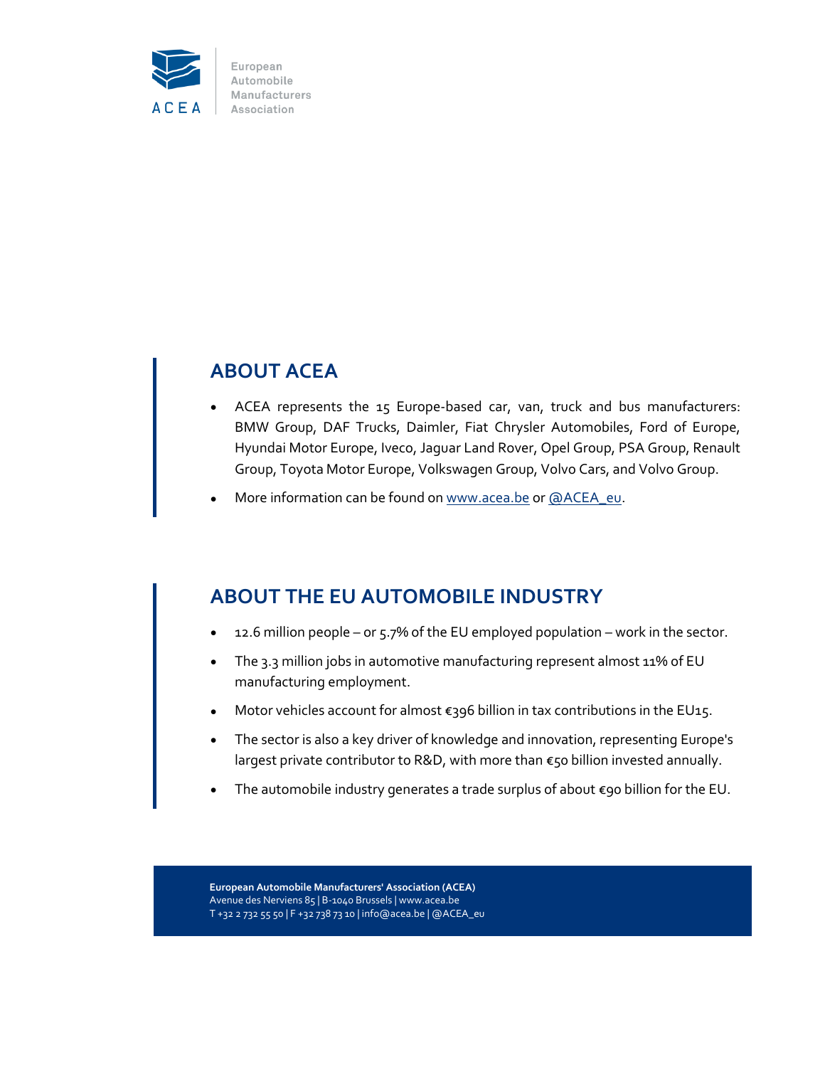European Automobile Manufacturers Association

ACEA

## ABOUT ACEA

- ACEA represents the 15 Europe-based car, van, truck and bus manufacturers: BMW Group, DAF Trucks, Daimler, Fiat Chrysler Automobiles, Ford of Europe, Hyundai Motor Europe, Iveco, Jaguar Land Rover, Opel Group, PSA Group, Renault Group, Toyota Motor Europe, Volkswagen Group, Volvo Cars, and Volvo Group.
- More information can be found on www.acea.be or @ACEA_eu.

## ABOUT THE EU AUTOMOBILE INDUSTRY

- 12.6 million people – or 5.7% of the EU employed population – work in the sector.
- The 3.3 million jobs in automotive manufacturing represent almost 11% of EU manufacturing employment.
- Motor vehicles account for almost €396 billion in tax contributions in the EU15.
- The sector is also a key driver of knowledge and innovation, representing Europe's largest private contributor to R&D, with more than €50 billion invested annually.
- The automobile industry generates a trade surplus of about €90 billion for the EU.

**European Automobile Manufacturers' Association (ACEA)**
Avenue des Nerviens 85 | B-1040 Brussels | www.acea.be
T +32 2 732 55 50 | F +32 738 73 10 | info@acea.be | @ACEA_eu